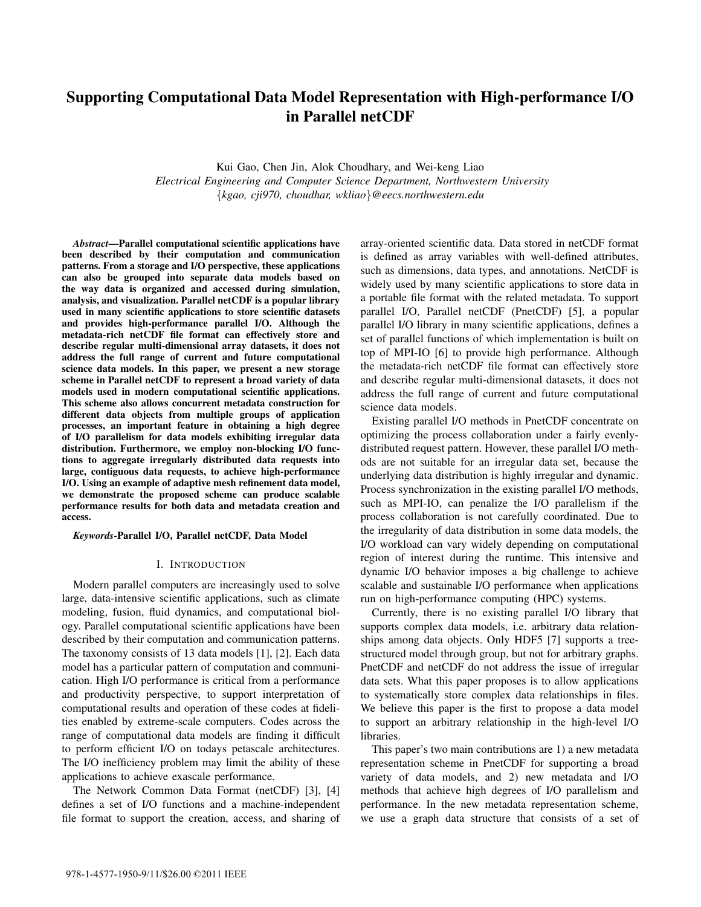# Supporting Computational Data Model Representation with High-performance I/O in Parallel netCDF

Kui Gao, Chen Jin, Alok Choudhary, and Wei-keng Liao

*Electrical Engineering and Computer Science Department, Northwestern University*

*{kgao, cji970, choudhar, wkliao}@eecs.northwestern.edu*

***Abstract*—Parallel computational scientific applications have been described by their computation and communication patterns. From a storage and I/O perspective, these applications can also be grouped into separate data models based on the way data is organized and accessed during simulation, analysis, and visualization. Parallel netCDF is a popular library used in many scientific applications to store scientific datasets and provides high-performance parallel I/O. Although the metadata-rich netCDF file format can effectively store and describe regular multi-dimensional array datasets, it does not address the full range of current and future computational science data models. In this paper, we present a new storage scheme in Parallel netCDF to represent a broad variety of data models used in modern computational scientific applications. This scheme also allows concurrent metadata construction for different data objects from multiple groups of application processes, an important feature in obtaining a high degree of I/O parallelism for data models exhibiting irregular data distribution. Furthermore, we employ non-blocking I/O functions to aggregate irregularly distributed data requests into large, contiguous data requests, to achieve high-performance I/O. Using an example of adaptive mesh refinement data model, we demonstrate the proposed scheme can produce scalable performance results for both data and metadata creation and access.**

***Keywords*-Parallel I/O, Parallel netCDF, Data Model**

## I. Introduction

Modern parallel computers are increasingly used to solve large, data-intensive scientific applications, such as climate modeling, fusion, fluid dynamics, and computational biology. Parallel computational scientific applications have been described by their computation and communication patterns. The taxonomy consists of 13 data models [1], [2]. Each data model has a particular pattern of computation and communication. High I/O performance is critical from a performance and productivity perspective, to support interpretation of computational results and operation of these codes at fidelities enabled by extreme-scale computers. Codes across the range of computational data models are finding it difficult to perform efficient I/O on todays petascale architectures. The I/O inefficiency problem may limit the ability of these applications to achieve exascale performance.

The Network Common Data Format (netCDF) [3], [4] defines a set of I/O functions and a machine-independent file format to support the creation, access, and sharing of array-oriented scientific data. Data stored in netCDF format is defined as array variables with well-defined attributes, such as dimensions, data types, and annotations. NetCDF is widely used by many scientific applications to store data in a portable file format with the related metadata. To support parallel I/O, Parallel netCDF (PnetCDF) [5], a popular parallel I/O library in many scientific applications, defines a set of parallel functions of which implementation is built on top of MPI-IO [6] to provide high performance. Although the metadata-rich netCDF file format can effectively store and describe regular multi-dimensional datasets, it does not address the full range of current and future computational science data models.

Existing parallel I/O methods in PnetCDF concentrate on optimizing the process collaboration under a fairly evenly-distributed request pattern. However, these parallel I/O methods are not suitable for an irregular data set, because the underlying data distribution is highly irregular and dynamic. Process synchronization in the existing parallel I/O methods, such as MPI-IO, can penalize the I/O parallelism if the process collaboration is not carefully coordinated. Due to the irregularity of data distribution in some data models, the I/O workload can vary widely depending on computational region of interest during the runtime. This intensive and dynamic I/O behavior imposes a big challenge to achieve scalable and sustainable I/O performance when applications run on high-performance computing (HPC) systems.

Currently, there is no existing parallel I/O library that supports complex data models, i.e. arbitrary data relationships among data objects. Only HDF5 [7] supports a tree-structured model through group, but not for arbitrary graphs. PnetCDF and netCDF do not address the issue of irregular data sets. What this paper proposes is to allow applications to systematically store complex data relationships in files. We believe this paper is the first to propose a data model to support an arbitrary relationship in the high-level I/O libraries.

This paper's two main contributions are 1) a new metadata representation scheme in PnetCDF for supporting a broad variety of data models, and 2) new metadata and I/O methods that achieve high degrees of I/O parallelism and performance. In the new metadata representation scheme, we use a graph data structure that consists of a set of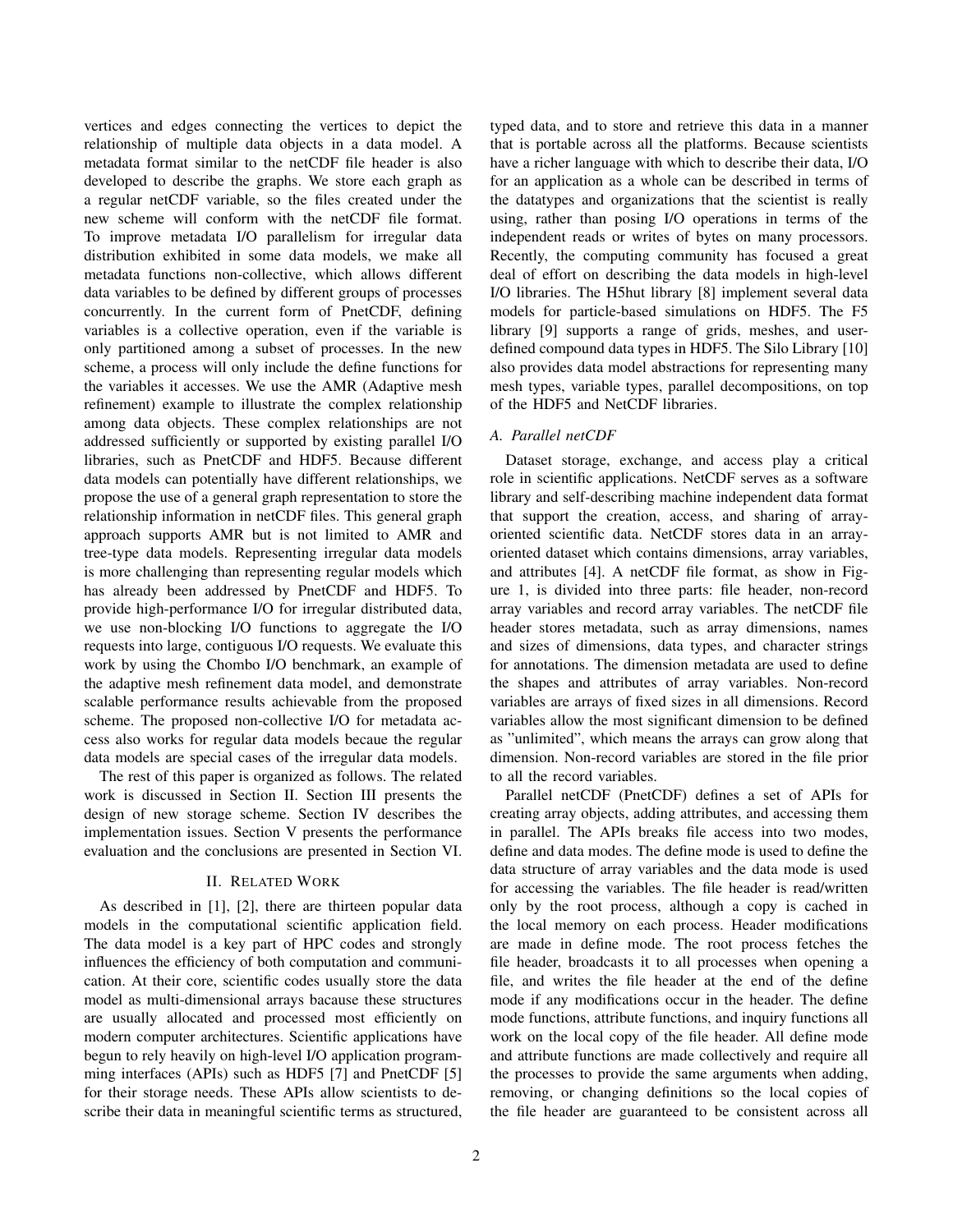vertices and edges connecting the vertices to depict the relationship of multiple data objects in a data model. A metadata format similar to the netCDF file header is also developed to describe the graphs. We store each graph as a regular netCDF variable, so the files created under the new scheme will conform with the netCDF file format. To improve metadata I/O parallelism for irregular data distribution exhibited in some data models, we make all metadata functions non-collective, which allows different data variables to be defined by different groups of processes concurrently. In the current form of PnetCDF, defining variables is a collective operation, even if the variable is only partitioned among a subset of processes. In the new scheme, a process will only include the define functions for the variables it accesses. We use the AMR (Adaptive mesh refinement) example to illustrate the complex relationship among data objects. These complex relationships are not addressed sufficiently or supported by existing parallel I/O libraries, such as PnetCDF and HDF5. Because different data models can potentially have different relationships, we propose the use of a general graph representation to store the relationship information in netCDF files. This general graph approach supports AMR but is not limited to AMR and tree-type data models. Representing irregular data models is more challenging than representing regular models which has already been addressed by PnetCDF and HDF5. To provide high-performance I/O for irregular distributed data, we use non-blocking I/O functions to aggregate the I/O requests into large, contiguous I/O requests. We evaluate this work by using the Chombo I/O benchmark, an example of the adaptive mesh refinement data model, and demonstrate scalable performance results achievable from the proposed scheme. The proposed non-collective I/O for metadata access also works for regular data models becaue the regular data models are special cases of the irregular data models.

The rest of this paper is organized as follows. The related work is discussed in Section II. Section III presents the design of new storage scheme. Section IV describes the implementation issues. Section V presents the performance evaluation and the conclusions are presented in Section VI.

## II. Related Work

As described in [1], [2], there are thirteen popular data models in the computational scientific application field. The data model is a key part of HPC codes and strongly influences the efficiency of both computation and communication. At their core, scientific codes usually store the data model as multi-dimensional arrays bacause these structures are usually allocated and processed most efficiently on modern computer architectures. Scientific applications have begun to rely heavily on high-level I/O application programming interfaces (APIs) such as HDF5 [7] and PnetCDF [5] for their storage needs. These APIs allow scientists to describe their data in meaningful scientific terms as structured, typed data, and to store and retrieve this data in a manner that is portable across all the platforms. Because scientists have a richer language with which to describe their data, I/O for an application as a whole can be described in terms of the datatypes and organizations that the scientist is really using, rather than posing I/O operations in terms of the independent reads or writes of bytes on many processors. Recently, the computing community has focused a great deal of effort on describing the data models in high-level I/O libraries. The H5hut library [8] implement several data models for particle-based simulations on HDF5. The F5 library [9] supports a range of grids, meshes, and user-defined compound data types in HDF5. The Silo Library [10] also provides data model abstractions for representing many mesh types, variable types, parallel decompositions, on top of the HDF5 and NetCDF libraries.

### A. Parallel netCDF

Dataset storage, exchange, and access play a critical role in scientific applications. NetCDF serves as a software library and self-describing machine independent data format that support the creation, access, and sharing of array-oriented scientific data. NetCDF stores data in an array-oriented dataset which contains dimensions, array variables, and attributes [4]. A netCDF file format, as show in Figure 1, is divided into three parts: file header, non-record array variables and record array variables. The netCDF file header stores metadata, such as array dimensions, names and sizes of dimensions, data types, and character strings for annotations. The dimension metadata are used to define the shapes and attributes of array variables. Non-record variables are arrays of fixed sizes in all dimensions. Record variables allow the most significant dimension to be defined as "unlimited", which means the arrays can grow along that dimension. Non-record variables are stored in the file prior to all the record variables.

Parallel netCDF (PnetCDF) defines a set of APIs for creating array objects, adding attributes, and accessing them in parallel. The APIs breaks file access into two modes, define and data modes. The define mode is used to define the data structure of array variables and the data mode is used for accessing the variables. The file header is read/written only by the root process, although a copy is cached in the local memory on each process. Header modifications are made in define mode. The root process fetches the file header, broadcasts it to all processes when opening a file, and writes the file header at the end of the define mode if any modifications occur in the header. The define mode functions, attribute functions, and inquiry functions all work on the local copy of the file header. All define mode and attribute functions are made collectively and require all the processes to provide the same arguments when adding, removing, or changing definitions so the local copies of the file header are guaranteed to be consistent across all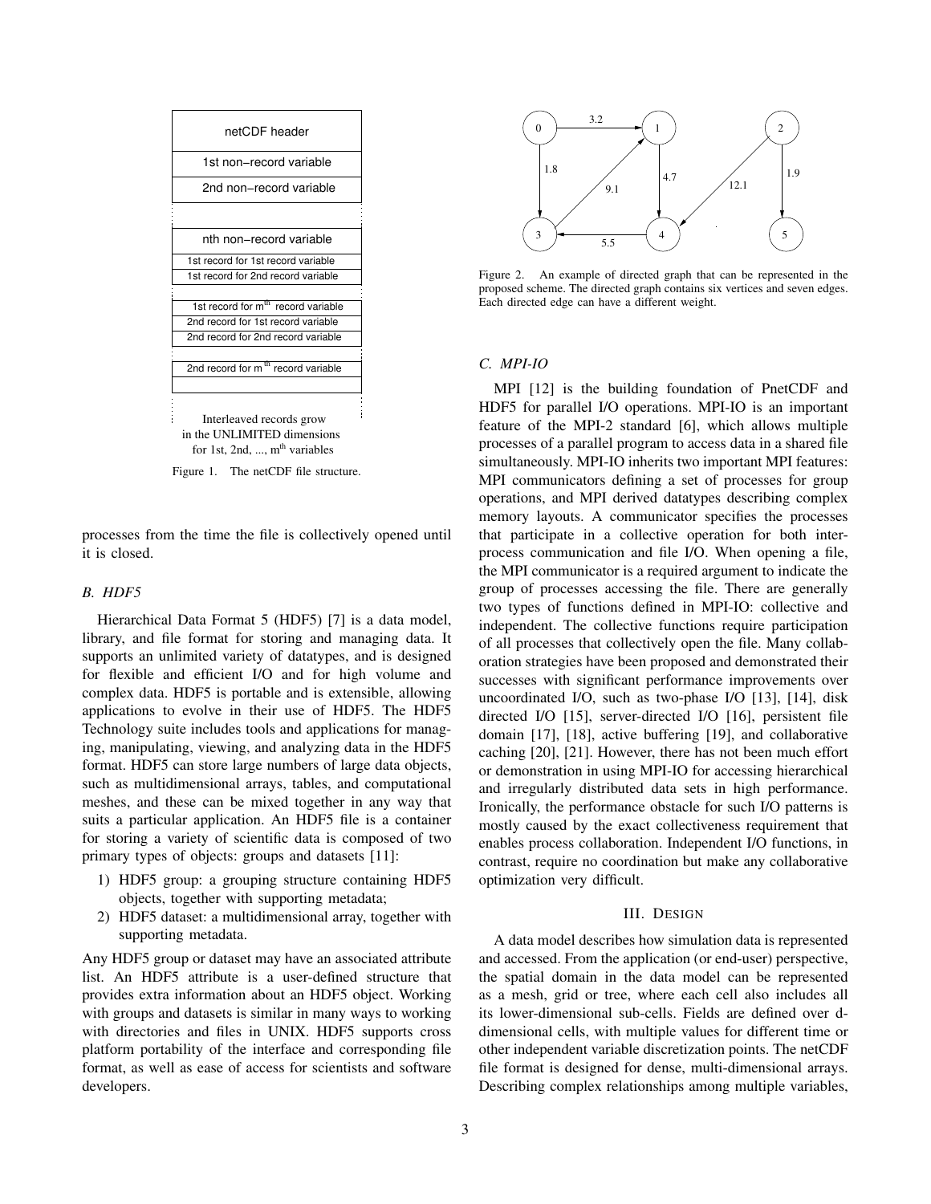netCDF header

1st non−record variable

2nd non−record variable

nth non−record variable

1st record for 1st record variable

1st record for 2nd record variable

1st record for $m^{th}$ record variable

2nd record for 1st record variable

2nd record for 2nd record variable

2nd record for $m^{th}$ record variable

Interleaved records grow in the UNLIMITED dimensions for 1st, 2nd, ..., $m^{th}$ variables

Figure 1. The netCDF file structure.

processes from the time the file is collectively opened until it is closed.

### B. HDF5

Hierarchical Data Format 5 (HDF5) [7] is a data model, library, and file format for storing and managing data. It supports an unlimited variety of datatypes, and is designed for flexible and efficient I/O and for high volume and complex data. HDF5 is portable and is extensible, allowing applications to evolve in their use of HDF5. The HDF5 Technology suite includes tools and applications for managing, manipulating, viewing, and analyzing data in the HDF5 format. HDF5 can store large numbers of large data objects, such as multidimensional arrays, tables, and computational meshes, and these can be mixed together in any way that suits a particular application. An HDF5 file is a container for storing a variety of scientific data is composed of two primary types of objects: groups and datasets [11]:

1) HDF5 group: a grouping structure containing HDF5 objects, together with supporting metadata;
2) HDF5 dataset: a multidimensional array, together with supporting metadata.

Any HDF5 group or dataset may have an associated attribute list. An HDF5 attribute is a user-defined structure that provides extra information about an HDF5 object. Working with groups and datasets is similar in many ways to working with directories and files in UNIX. HDF5 supports cross platform portability of the interface and corresponding file format, as well as ease of access for scientists and software developers.

Figure 2. An example of directed graph that can be represented in the proposed scheme. The directed graph contains six vertices and seven edges. Each directed edge can have a different weight.

### C. MPI-IO

MPI [12] is the building foundation of PnetCDF and HDF5 for parallel I/O operations. MPI-IO is an important feature of the MPI-2 standard [6], which allows multiple processes of a parallel program to access data in a shared file simultaneously. MPI-IO inherits two important MPI features: MPI communicators defining a set of processes for group operations, and MPI derived datatypes describing complex memory layouts. A communicator specifies the processes that participate in a collective operation for both inter-process communication and file I/O. When opening a file, the MPI communicator is a required argument to indicate the group of processes accessing the file. There are generally two types of functions defined in MPI-IO: collective and independent. The collective functions require participation of all processes that collectively open the file. Many collaboration strategies have been proposed and demonstrated their successes with significant performance improvements over uncoordinated I/O, such as two-phase I/O [13], [14], disk directed I/O [15], server-directed I/O [16], persistent file domain [17], [18], active buffering [19], and collaborative caching [20], [21]. However, there has not been much effort or demonstration in using MPI-IO for accessing hierarchical and irregularly distributed data sets in high performance. Ironically, the performance obstacle for such I/O patterns is mostly caused by the exact collectiveness requirement that enables process collaboration. Independent I/O functions, in contrast, require no coordination but make any collaborative optimization very difficult.

## III. Design

A data model describes how simulation data is represented and accessed. From the application (or end-user) perspective, the spatial domain in the data model can be represented as a mesh, grid or tree, where each cell also includes all its lower-dimensional sub-cells. Fields are defined over d-dimensional cells, with multiple values for different time or other independent variable discretization points. The netCDF file format is designed for dense, multi-dimensional arrays. Describing complex relationships among multiple variables,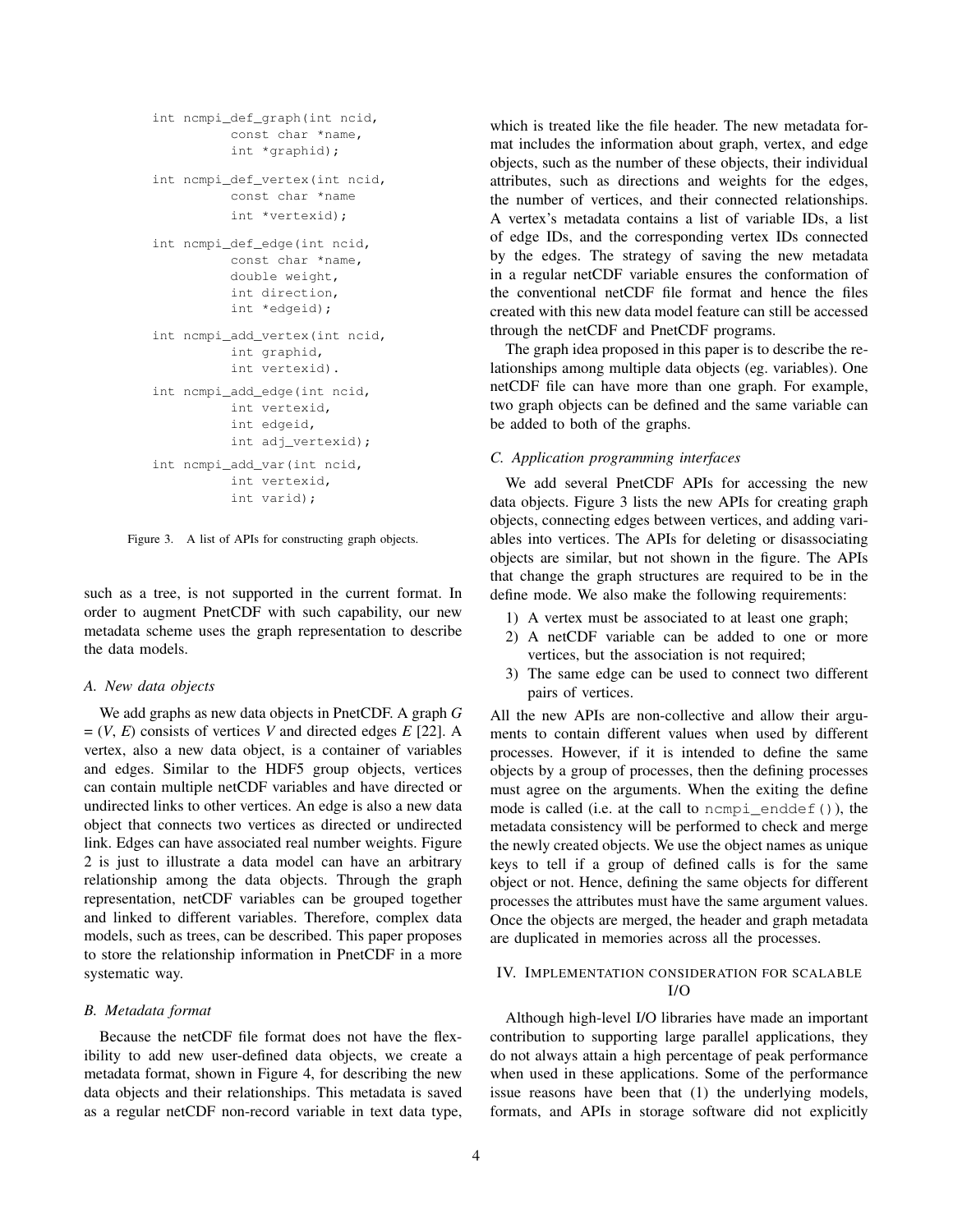```
int ncmpi_def_graph(int ncid,
          const char *name,
          int *graphid);

int ncmpi_def_vertex(int ncid,
          const char *name
          int *vertexid);

int ncmpi_def_edge(int ncid,
          const char *name,
          double weight,
          int direction,
          int *edgeid);

int ncmpi_add_vertex(int ncid,
          int graphid,
          int vertexid).

int ncmpi_add_edge(int ncid,
          int vertexid,
          int edgeid,
          int adj_vertexid);

int ncmpi_add_var(int ncid,
          int vertexid,
          int varid);
```

Figure 3. A list of APIs for constructing graph objects.

such as a tree, is not supported in the current format. In order to augment PnetCDF with such capability, our new metadata scheme uses the graph representation to describe the data models.

### *A. New data objects*

We add graphs as new data objects in PnetCDF. A graph $G = (V, E)$ consists of vertices $V$ and directed edges $E$ [22]. A vertex, also a new data object, is a container of variables and edges. Similar to the HDF5 group objects, vertices can contain multiple netCDF variables and have directed or undirected links to other vertices. An edge is also a new data object that connects two vertices as directed or undirected link. Edges can have associated real number weights. Figure 2 is just to illustrate a data model can have an arbitrary relationship among the data objects. Through the graph representation, netCDF variables can be grouped together and linked to different variables. Therefore, complex data models, such as trees, can be described. This paper proposes to store the relationship information in PnetCDF in a more systematic way.

### *B. Metadata format*

Because the netCDF file format does not have the flexibility to add new user-defined data objects, we create a metadata format, shown in Figure 4, for describing the new data objects and their relationships. This metadata is saved as a regular netCDF non-record variable in text data type, which is treated like the file header. The new metadata format includes the information about graph, vertex, and edge objects, such as the number of these objects, their individual attributes, such as directions and weights for the edges, the number of vertices, and their connected relationships. A vertex's metadata contains a list of variable IDs, a list of edge IDs, and the corresponding vertex IDs connected by the edges. The strategy of saving the new metadata in a regular netCDF variable ensures the conformation of the conventional netCDF file format and hence the files created with this new data model feature can still be accessed through the netCDF and PnetCDF programs.

The graph idea proposed in this paper is to describe the relationships among multiple data objects (eg. variables). One netCDF file can have more than one graph. For example, two graph objects can be defined and the same variable can be added to both of the graphs.

### *C. Application programming interfaces*

We add several PnetCDF APIs for accessing the new data objects. Figure 3 lists the new APIs for creating graph objects, connecting edges between vertices, and adding variables into vertices. The APIs for deleting or disassociating objects are similar, but not shown in the figure. The APIs that change the graph structures are required to be in the define mode. We also make the following requirements:

1) A vertex must be associated to at least one graph;
2) A netCDF variable can be added to one or more vertices, but the association is not required;
3) The same edge can be used to connect two different pairs of vertices.

All the new APIs are non-collective and allow their arguments to contain different values when used by different processes. However, if it is intended to define the same objects by a group of processes, then the defining processes must agree on the arguments. When the exiting the define mode is called (i.e. at the call to `ncmpi_enddef()`), the metadata consistency will be performed to check and merge the newly created objects. We use the object names as unique keys to tell if a group of defined calls is for the same object or not. Hence, defining the same objects for different processes the attributes must have the same argument values. Once the objects are merged, the header and graph metadata are duplicated in memories across all the processes.

## IV. Implementation consideration for scalable I/O

Although high-level I/O libraries have made an important contribution to supporting large parallel applications, they do not always attain a high percentage of peak performance when used in these applications. Some of the performance issue reasons have been that (1) the underlying models, formats, and APIs in storage software did not explicitly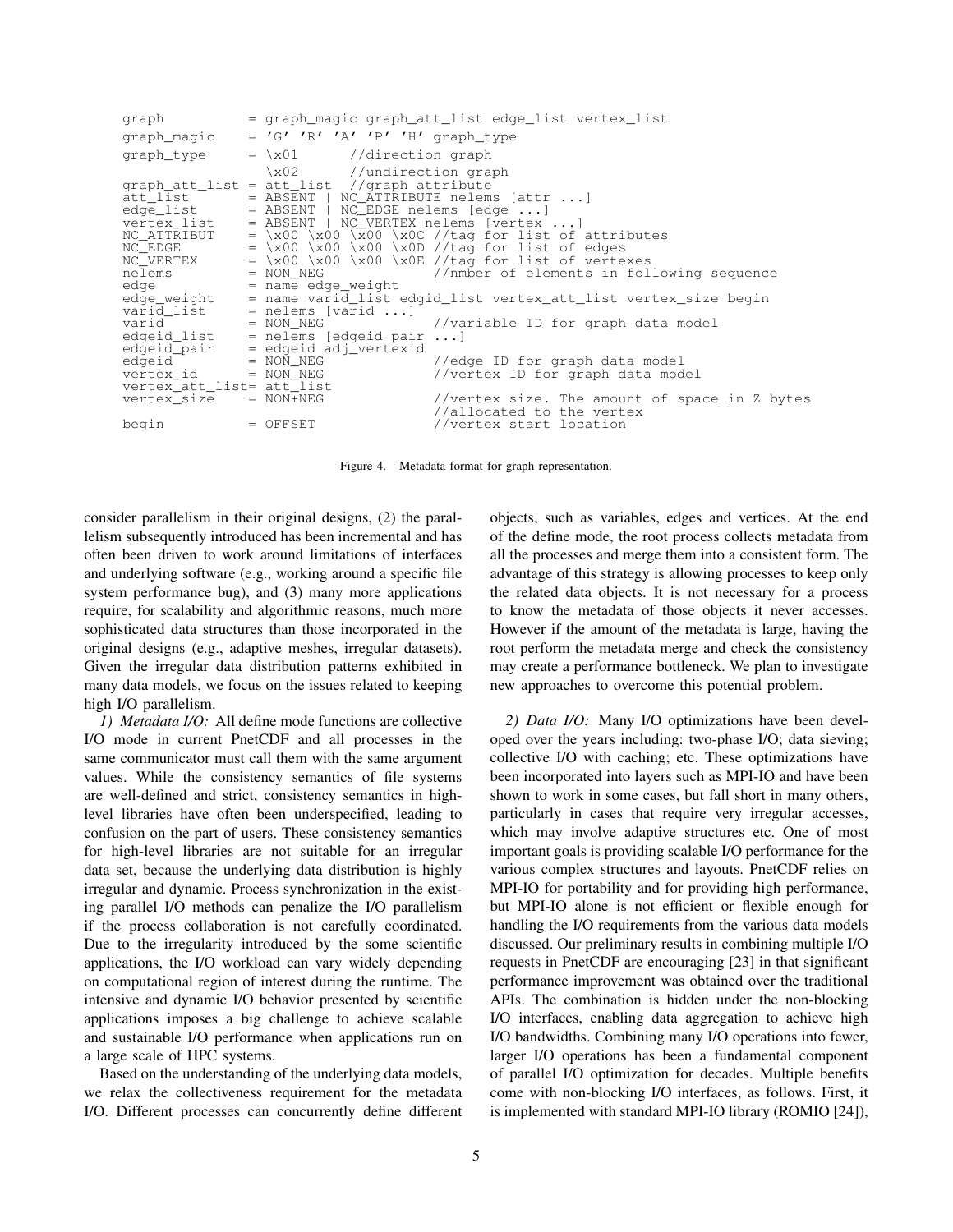```
graph          = graph_magic graph_att_list edge_list vertex_list
graph_magic    = 'G' 'R' 'A' 'P' 'H' graph_type
graph_type     = \x01      //direction graph
                 \x02      //undirection graph
graph_att_list = att_list  //graph attribute
att_list       = ABSENT | NC_ATTRIBUTE nelems [attr ...]
edge_list      = ABSENT | NC_EDGE nelems [edge ...]
vertex_list    = ABSENT | NC_VERTEX nelems [vertex ...]
NC_ATTRIBUT    = \x00 \x00 \x00 \x0C //tag for list of attributes
NC_EDGE        = \x00 \x00 \x00 \x0D //tag for list of edges
NC_VERTEX      = \x00 \x00 \x00 \x0E //tag for list of vertexes
nelems         = NON_NEG             //nmber of elements in following sequence
edge           = name edge_weight
edge_weight    = name varid_list edgid_list vertex_att_list vertex_size begin
varid_list     = nelems [varid ...]
varid          = NON_NEG             //variable ID for graph data model
edgeid_list    = nelems [edgeid pair ...]
edgeid_pair    = edgeid adj_vertexid
edgeid         = NON_NEG             //edge ID for graph data model
vertex_id      = NON_NEG             //vertex ID for graph data model
vertex_att_list= att_list
vertex_size    = NON+NEG             //vertex size. The amount of space in Z bytes
                                     //allocated to the vertex
begin          = OFFSET              //vertex start location
```

Figure 4. Metadata format for graph representation.

consider parallelism in their original designs, (2) the parallelism subsequently introduced has been incremental and has often been driven to work around limitations of interfaces and underlying software (e.g., working around a specific file system performance bug), and (3) many more applications require, for scalability and algorithmic reasons, much more sophisticated data structures than those incorporated in the original designs (e.g., adaptive meshes, irregular datasets). Given the irregular data distribution patterns exhibited in many data models, we focus on the issues related to keeping high I/O parallelism.

*1) Metadata I/O:* All define mode functions are collective I/O mode in current PnetCDF and all processes in the same communicator must call them with the same argument values. While the consistency semantics of file systems are well-defined and strict, consistency semantics in high-level libraries have often been underspecified, leading to confusion on the part of users. These consistency semantics for high-level libraries are not suitable for an irregular data set, because the underlying data distribution is highly irregular and dynamic. Process synchronization in the existing parallel I/O methods can penalize the I/O parallelism if the process collaboration is not carefully coordinated. Due to the irregularity introduced by the some scientific applications, the I/O workload can vary widely depending on computational region of interest during the runtime. The intensive and dynamic I/O behavior presented by scientific applications imposes a big challenge to achieve scalable and sustainable I/O performance when applications run on a large scale of HPC systems.

Based on the understanding of the underlying data models, we relax the collectiveness requirement for the metadata I/O. Different processes can concurrently define different objects, such as variables, edges and vertices. At the end of the define mode, the root process collects metadata from all the processes and merge them into a consistent form. The advantage of this strategy is allowing processes to keep only the related data objects. It is not necessary for a process to know the metadata of those objects it never accesses. However if the amount of the metadata is large, having the root perform the metadata merge and check the consistency may create a performance bottleneck. We plan to investigate new approaches to overcome this potential problem.

*2) Data I/O:* Many I/O optimizations have been developed over the years including: two-phase I/O; data sieving; collective I/O with caching; etc. These optimizations have been incorporated into layers such as MPI-IO and have been shown to work in some cases, but fall short in many others, particularly in cases that require very irregular accesses, which may involve adaptive structures etc. One of most important goals is providing scalable I/O performance for the various complex structures and layouts. PnetCDF relies on MPI-IO for portability and for providing high performance, but MPI-IO alone is not efficient or flexible enough for handling the I/O requirements from the various data models discussed. Our preliminary results in combining multiple I/O requests in PnetCDF are encouraging [23] in that significant performance improvement was obtained over the traditional APIs. The combination is hidden under the non-blocking I/O interfaces, enabling data aggregation to achieve high I/O bandwidths. Combining many I/O operations into fewer, larger I/O operations has been a fundamental component of parallel I/O optimization for decades. Multiple benefits come with non-blocking I/O interfaces, as follows. First, it is implemented with standard MPI-IO library (ROMIO [24]),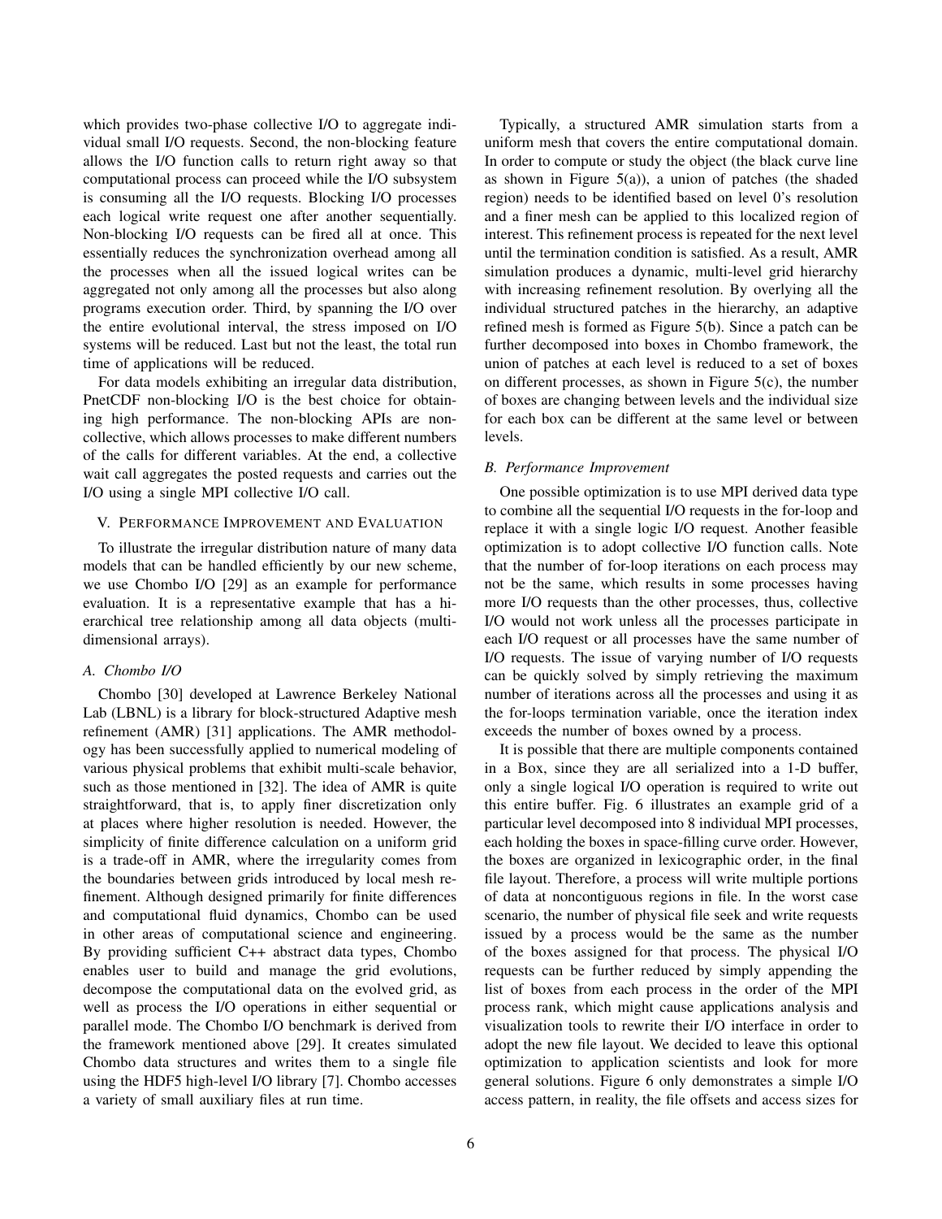which provides two-phase collective I/O to aggregate individual small I/O requests. Second, the non-blocking feature allows the I/O function calls to return right away so that computational process can proceed while the I/O subsystem is consuming all the I/O requests. Blocking I/O processes each logical write request one after another sequentially. Non-blocking I/O requests can be fired all at once. This essentially reduces the synchronization overhead among all the processes when all the issued logical writes can be aggregated not only among all the processes but also along programs execution order. Third, by spanning the I/O over the entire evolutional interval, the stress imposed on I/O systems will be reduced. Last but not the least, the total run time of applications will be reduced.

For data models exhibiting an irregular data distribution, PnetCDF non-blocking I/O is the best choice for obtaining high performance. The non-blocking APIs are non-collective, which allows processes to make different numbers of the calls for different variables. At the end, a collective wait call aggregates the posted requests and carries out the I/O using a single MPI collective I/O call.

## V. Performance Improvement and Evaluation

To illustrate the irregular distribution nature of many data models that can be handled efficiently by our new scheme, we use Chombo I/O [29] as an example for performance evaluation. It is a representative example that has a hierarchical tree relationship among all data objects (multi-dimensional arrays).

### A. Chombo I/O

Chombo [30] developed at Lawrence Berkeley National Lab (LBNL) is a library for block-structured Adaptive mesh refinement (AMR) [31] applications. The AMR methodology has been successfully applied to numerical modeling of various physical problems that exhibit multi-scale behavior, such as those mentioned in [32]. The idea of AMR is quite straightforward, that is, to apply finer discretization only at places where higher resolution is needed. However, the simplicity of finite difference calculation on a uniform grid is a trade-off in AMR, where the irregularity comes from the boundaries between grids introduced by local mesh refinement. Although designed primarily for finite differences and computational fluid dynamics, Chombo can be used in other areas of computational science and engineering. By providing sufficient C++ abstract data types, Chombo enables user to build and manage the grid evolutions, decompose the computational data on the evolved grid, as well as process the I/O operations in either sequential or parallel mode. The Chombo I/O benchmark is derived from the framework mentioned above [29]. It creates simulated Chombo data structures and writes them to a single file using the HDF5 high-level I/O library [7]. Chombo accesses a variety of small auxiliary files at run time.

Typically, a structured AMR simulation starts from a uniform mesh that covers the entire computational domain. In order to compute or study the object (the black curve line as shown in Figure 5(a)), a union of patches (the shaded region) needs to be identified based on level 0's resolution and a finer mesh can be applied to this localized region of interest. This refinement process is repeated for the next level until the termination condition is satisfied. As a result, AMR simulation produces a dynamic, multi-level grid hierarchy with increasing refinement resolution. By overlying all the individual structured patches in the hierarchy, an adaptive refined mesh is formed as Figure 5(b). Since a patch can be further decomposed into boxes in Chombo framework, the union of patches at each level is reduced to a set of boxes on different processes, as shown in Figure 5(c), the number of boxes are changing between levels and the individual size for each box can be different at the same level or between levels.

### B. Performance Improvement

One possible optimization is to use MPI derived data type to combine all the sequential I/O requests in the for-loop and replace it with a single logic I/O request. Another feasible optimization is to adopt collective I/O function calls. Note that the number of for-loop iterations on each process may not be the same, which results in some processes having more I/O requests than the other processes, thus, collective I/O would not work unless all the processes participate in each I/O request or all processes have the same number of I/O requests. The issue of varying number of I/O requests can be quickly solved by simply retrieving the maximum number of iterations across all the processes and using it as the for-loops termination variable, once the iteration index exceeds the number of boxes owned by a process.

It is possible that there are multiple components contained in a Box, since they are all serialized into a 1-D buffer, only a single logical I/O operation is required to write out this entire buffer. Fig. 6 illustrates an example grid of a particular level decomposed into 8 individual MPI processes, each holding the boxes in space-filling curve order. However, the boxes are organized in lexicographic order, in the final file layout. Therefore, a process will write multiple portions of data at noncontiguous regions in file. In the worst case scenario, the number of physical file seek and write requests issued by a process would be the same as the number of the boxes assigned for that process. The physical I/O requests can be further reduced by simply appending the list of boxes from each process in the order of the MPI process rank, which might cause applications analysis and visualization tools to rewrite their I/O interface in order to adopt the new file layout. We decided to leave this optional optimization to application scientists and look for more general solutions. Figure 6 only demonstrates a simple I/O access pattern, in reality, the file offsets and access sizes for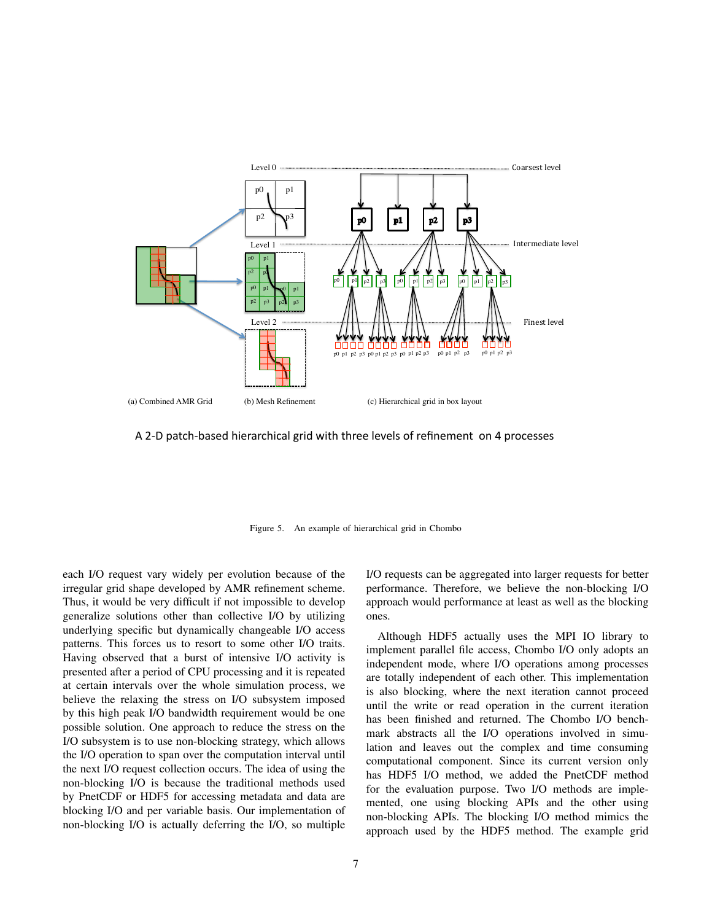A 2-D patch-based hierarchical grid with three levels of refinement on 4 processes

Figure 5. An example of hierarchical grid in Chombo

each I/O request vary widely per evolution because of the irregular grid shape developed by AMR refinement scheme. Thus, it would be very difficult if not impossible to develop generalize solutions other than collective I/O by utilizing underlying specific but dynamically changeable I/O access patterns. This forces us to resort to some other I/O traits. Having observed that a burst of intensive I/O activity is presented after a period of CPU processing and it is repeated at certain intervals over the whole simulation process, we believe the relaxing the stress on I/O subsystem imposed by this high peak I/O bandwidth requirement would be one possible solution. One approach to reduce the stress on the I/O subsystem is to use non-blocking strategy, which allows the I/O operation to span over the computation interval until the next I/O request collection occurs. The idea of using the non-blocking I/O is because the traditional methods used by PnetCDF or HDF5 for accessing metadata and data are blocking I/O and per variable basis. Our implementation of non-blocking I/O is actually deferring the I/O, so multiple I/O requests can be aggregated into larger requests for better performance. Therefore, we believe the non-blocking I/O approach would performance at least as well as the blocking ones.

Although HDF5 actually uses the MPI IO library to implement parallel file access, Chombo I/O only adopts an independent mode, where I/O operations among processes are totally independent of each other. This implementation is also blocking, where the next iteration cannot proceed until the write or read operation in the current iteration has been finished and returned. The Chombo I/O benchmark abstracts all the I/O operations involved in simulation and leaves out the complex and time consuming computational component. Since its current version only has HDF5 I/O method, we added the PnetCDF method for the evaluation purpose. Two I/O methods are implemented, one using blocking APIs and the other using non-blocking APIs. The blocking I/O method mimics the approach used by the HDF5 method. The example grid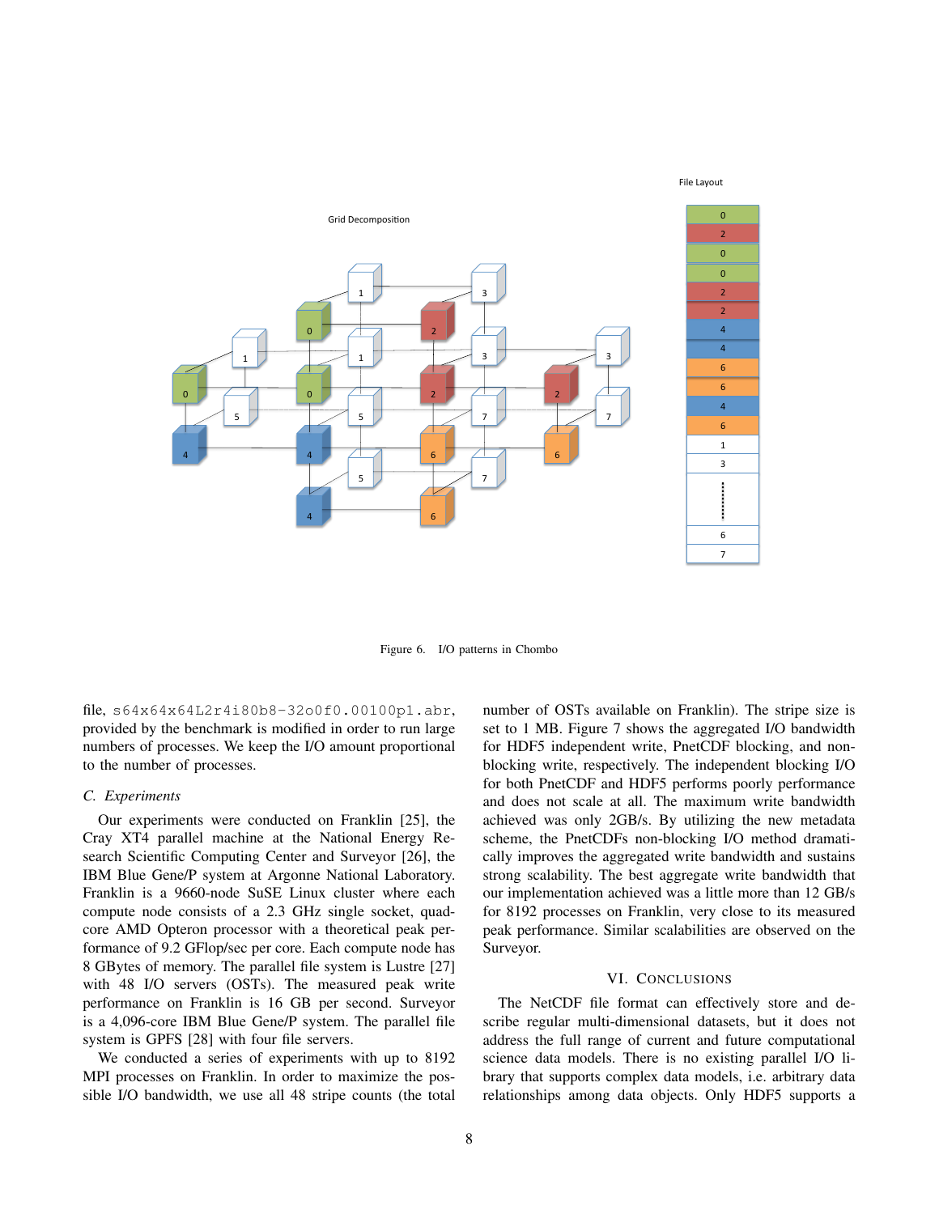Figure 6. I/O patterns in Chombo

file, `s64x64x64L2r4i80b8-32o0f0.00100p1.abr`, provided by the benchmark is modified in order to run large numbers of processes. We keep the I/O amount proportional to the number of processes.

### C. Experiments

Our experiments were conducted on Franklin [25], the Cray XT4 parallel machine at the National Energy Research Scientific Computing Center and Surveyor [26], the IBM Blue Gene/P system at Argonne National Laboratory. Franklin is a 9660-node SuSE Linux cluster where each compute node consists of a 2.3 GHz single socket, quad-core AMD Opteron processor with a theoretical peak performance of 9.2 GFlop/sec per core. Each compute node has 8 GBytes of memory. The parallel file system is Lustre [27] with 48 I/O servers (OSTs). The measured peak write performance on Franklin is 16 GB per second. Surveyor is a 4,096-core IBM Blue Gene/P system. The parallel file system is GPFS [28] with four file servers.

We conducted a series of experiments with up to 8192 MPI processes on Franklin. In order to maximize the possible I/O bandwidth, we use all 48 stripe counts (the total number of OSTs available on Franklin). The stripe size is set to 1 MB. Figure 7 shows the aggregated I/O bandwidth for HDF5 independent write, PnetCDF blocking, and non-blocking write, respectively. The independent blocking I/O for both PnetCDF and HDF5 performs poorly performance and does not scale at all. The maximum write bandwidth achieved was only 2GB/s. By utilizing the new metadata scheme, the PnetCDFs non-blocking I/O method dramatically improves the aggregated write bandwidth and sustains strong scalability. The best aggregate write bandwidth that our implementation achieved was a little more than 12 GB/s for 8192 processes on Franklin, very close to its measured peak performance. Similar scalabilities are observed on the Surveyor.

## VI. Conclusions

The NetCDF file format can effectively store and describe regular multi-dimensional datasets, but it does not address the full range of current and future computational science data models. There is no existing parallel I/O library that supports complex data models, i.e. arbitrary data relationships among data objects. Only HDF5 supports a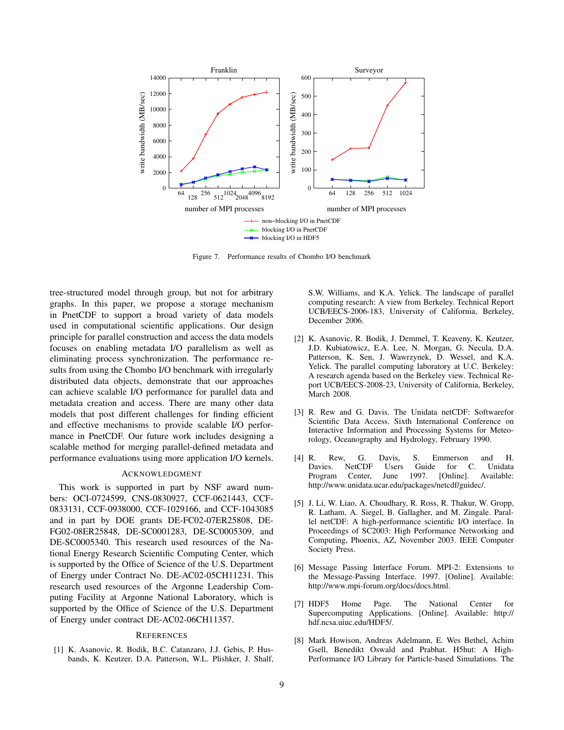Figure 7. Performance results of Chombo I/O benchmark

tree-structured model through group, but not for arbitrary graphs. In this paper, we propose a storage mechanism in PnetCDF to support a broad variety of data models used in computational scientific applications. Our design principle for parallel construction and access the data models focuses on enabling metadata I/O parallelism as well as eliminating process synchronization. The performance results from using the Chombo I/O benchmark with irregularly distributed data objects, demonstrate that our approaches can achieve scalable I/O performance for parallel data and metadata creation and access. There are many other data models that post different challenges for finding efficient and effective mechanisms to provide scalable I/O performance in PnetCDF. Our future work includes designing a scalable method for merging parallel-defined metadata and performance evaluations using more application I/O kernels.

## Acknowledgment

This work is supported in part by NSF award numbers: OCI-0724599, CNS-0830927, CCF-0621443, CCF-0833131, CCF-0938000, CCF-1029166, and CCF-1043085 and in part by DOE grants DE-FC02-07ER25808, DE-FG02-08ER25848, DE-SC0001283, DE-SC0005309, and DE-SC0005340. This research used resources of the National Energy Research Scientific Computing Center, which is supported by the Office of Science of the U.S. Department of Energy under Contract No. DE-AC02-05CH11231. This research used resources of the Argonne Leadership Computing Facility at Argonne National Laboratory, which is supported by the Office of Science of the U.S. Department of Energy under contract DE-AC02-06CH11357.

## References

[1] K. Asanovic, R. Bodik, B.C. Catanzaro, J.J. Gebis, P. Husbands, K. Keutzer, D.A. Patterson, W.L. Plishker, J. Shalf, S.W. Williams, and K.A. Yelick. The landscape of parallel computing research: A view from Berkeley. Technical Report UCB/EECS-2006-183, University of California, Berkeley, December 2006.

[2] K. Asanovic, R. Bodik, J. Demmel, T. Keaveny, K. Keutzer, J.D. Kubiatowicz, E.A. Lee, N. Morgan, G. Necula, D.A. Patterson, K. Sen, J. Wawrzynek, D. Wessel, and K.A. Yelick. The parallel computing laboratory at U.C. Berkeley: A research agenda based on the Berkeley view. Technical Report UCB/EECS-2008-23, University of California, Berkeley, March 2008.

[3] R. Rew and G. Davis. The Unidata netCDF: Softwarefor Scientific Data Access. Sixth International Conference on Interactive Information and Processing Systems for Meteorology, Oceanography and Hydrology, February 1990.

[4] R. Rew, G. Davis, S. Emmerson and H. Davies. NetCDF Users Guide for C. Unidata Program Center, June 1997. [Online]. Available: http://www.unidata.ucar.edu/packages/netcdf/guidec/.

[5] J. Li, W. Liao, A. Choudhary, R. Ross, R. Thakur, W. Gropp, R. Latham, A. Siegel, B. Gallagher, and M. Zingale. Parallel netCDF: A high-performance scientific I/O interface. In Proceedings of SC2003: High Performance Networking and Computing, Phoenix, AZ, November 2003. IEEE Computer Society Press.

[6] Message Passing Interface Forum. MPI-2: Extensions to the Message-Passing Interface. 1997. [Online]. Available: http://www.mpi-forum.org/docs/docs.html.

[7] HDF5 Home Page. The National Center for Supercomputing Applications. [Online]. Available: http://hdf.ncsa.uiuc.edu/HDF5/.

[8] Mark Howison, Andreas Adelmann, E. Wes Bethel, Achim Gsell, Benedikt Oswald and Prabhat. H5hut: A High-Performance I/O Library for Particle-based Simulations. The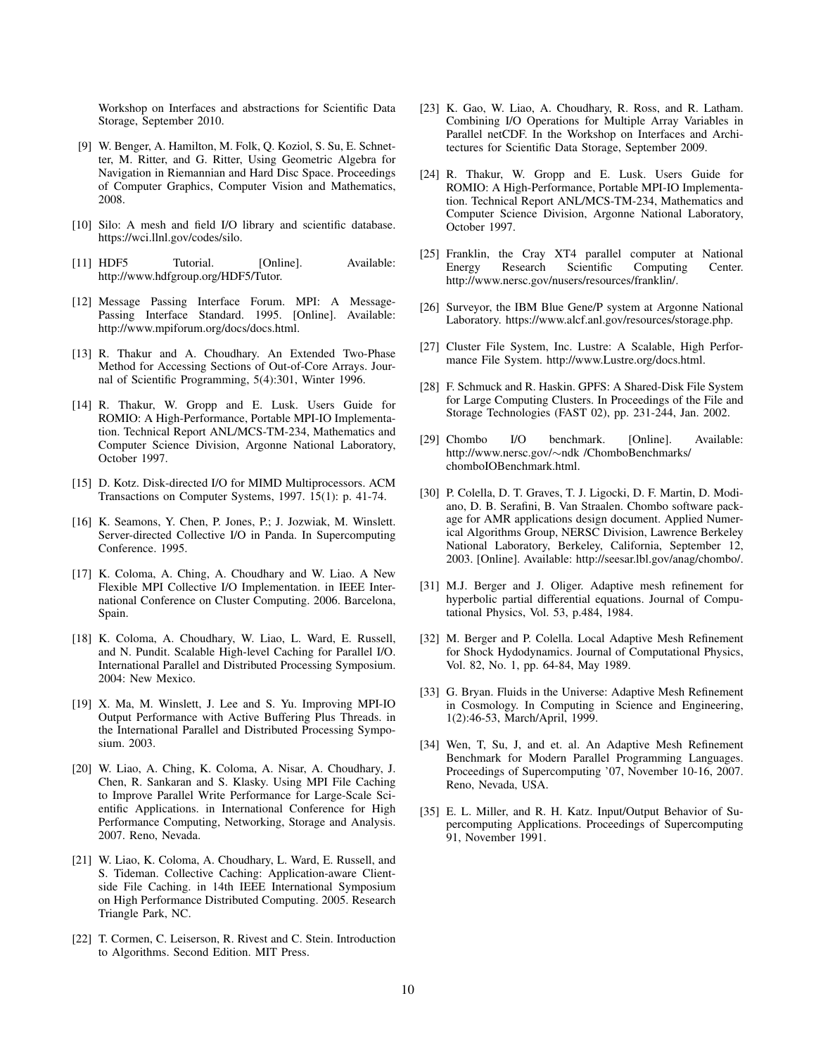Workshop on Interfaces and abstractions for Scientific Data Storage, September 2010.

[9] W. Benger, A. Hamilton, M. Folk, Q. Koziol, S. Su, E. Schnetter, M. Ritter, and G. Ritter, Using Geometric Algebra for Navigation in Riemannian and Hard Disc Space. Proceedings of Computer Graphics, Computer Vision and Mathematics, 2008.

[10] Silo: A mesh and field I/O library and scientific database. https://wci.llnl.gov/codes/silo.

[11] HDF5 Tutorial. [Online]. Available: http://www.hdfgroup.org/HDF5/Tutor.

[12] Message Passing Interface Forum. MPI: A Message-Passing Interface Standard. 1995. [Online]. Available: http://www.mpiforum.org/docs/docs.html.

[13] R. Thakur and A. Choudhary. An Extended Two-Phase Method for Accessing Sections of Out-of-Core Arrays. Journal of Scientific Programming, 5(4):301, Winter 1996.

[14] R. Thakur, W. Gropp and E. Lusk. Users Guide for ROMIO: A High-Performance, Portable MPI-IO Implementation. Technical Report ANL/MCS-TM-234, Mathematics and Computer Science Division, Argonne National Laboratory, October 1997.

[15] D. Kotz. Disk-directed I/O for MIMD Multiprocessors. ACM Transactions on Computer Systems, 1997. 15(1): p. 41-74.

[16] K. Seamons, Y. Chen, P. Jones, P.; J. Jozwiak, M. Winslett. Server-directed Collective I/O in Panda. In Supercomputing Conference. 1995.

[17] K. Coloma, A. Ching, A. Choudhary and W. Liao. A New Flexible MPI Collective I/O Implementation. in IEEE International Conference on Cluster Computing. 2006. Barcelona, Spain.

[18] K. Coloma, A. Choudhary, W. Liao, L. Ward, E. Russell, and N. Pundit. Scalable High-level Caching for Parallel I/O. International Parallel and Distributed Processing Symposium. 2004: New Mexico.

[19] X. Ma, M. Winslett, J. Lee and S. Yu. Improving MPI-IO Output Performance with Active Buffering Plus Threads. in the International Parallel and Distributed Processing Symposium. 2003.

[20] W. Liao, A. Ching, K. Coloma, A. Nisar, A. Choudhary, J. Chen, R. Sankaran and S. Klasky. Using MPI File Caching to Improve Parallel Write Performance for Large-Scale Scientific Applications. in International Conference for High Performance Computing, Networking, Storage and Analysis. 2007. Reno, Nevada.

[21] W. Liao, K. Coloma, A. Choudhary, L. Ward, E. Russell, and S. Tideman. Collective Caching: Application-aware Client-side File Caching. in 14th IEEE International Symposium on High Performance Distributed Computing. 2005. Research Triangle Park, NC.

[22] T. Cormen, C. Leiserson, R. Rivest and C. Stein. Introduction to Algorithms. Second Edition. MIT Press.

[23] K. Gao, W. Liao, A. Choudhary, R. Ross, and R. Latham. Combining I/O Operations for Multiple Array Variables in Parallel netCDF. In the Workshop on Interfaces and Architectures for Scientific Data Storage, September 2009.

[24] R. Thakur, W. Gropp and E. Lusk. Users Guide for ROMIO: A High-Performance, Portable MPI-IO Implementation. Technical Report ANL/MCS-TM-234, Mathematics and Computer Science Division, Argonne National Laboratory, October 1997.

[25] Franklin, the Cray XT4 parallel computer at National Energy Research Scientific Computing Center. http://www.nersc.gov/nusers/resources/franklin/.

[26] Surveyor, the IBM Blue Gene/P system at Argonne National Laboratory. https://www.alcf.anl.gov/resources/storage.php.

[27] Cluster File System, Inc. Lustre: A Scalable, High Performance File System. http://www.Lustre.org/docs.html.

[28] F. Schmuck and R. Haskin. GPFS: A Shared-Disk File System for Large Computing Clusters. In Proceedings of the File and Storage Technologies (FAST 02), pp. 231-244, Jan. 2002.

[29] Chombo I/O benchmark. [Online]. Available: http://www.nersc.gov/∼ndk /ChomboBenchmarks/ chomboIOBenchmark.html.

[30] P. Colella, D. T. Graves, T. J. Ligocki, D. F. Martin, D. Modiano, D. B. Serafini, B. Van Straalen. Chombo software package for AMR applications design document. Applied Numerical Algorithms Group, NERSC Division, Lawrence Berkeley National Laboratory, Berkeley, California, September 12, 2003. [Online]. Available: http://seesar.lbl.gov/anag/chombo/.

[31] M.J. Berger and J. Oliger. Adaptive mesh refinement for hyperbolic partial differential equations. Journal of Computational Physics, Vol. 53, p.484, 1984.

[32] M. Berger and P. Colella. Local Adaptive Mesh Refinement for Shock Hydodynamics. Journal of Computational Physics, Vol. 82, No. 1, pp. 64-84, May 1989.

[33] G. Bryan. Fluids in the Universe: Adaptive Mesh Refinement in Cosmology. In Computing in Science and Engineering, 1(2):46-53, March/April, 1999.

[34] Wen, T, Su, J, and et. al. An Adaptive Mesh Refinement Benchmark for Modern Parallel Programming Languages. Proceedings of Supercomputing '07, November 10-16, 2007. Reno, Nevada, USA.

[35] E. L. Miller, and R. H. Katz. Input/Output Behavior of Supercomputing Applications. Proceedings of Supercomputing 91, November 1991.